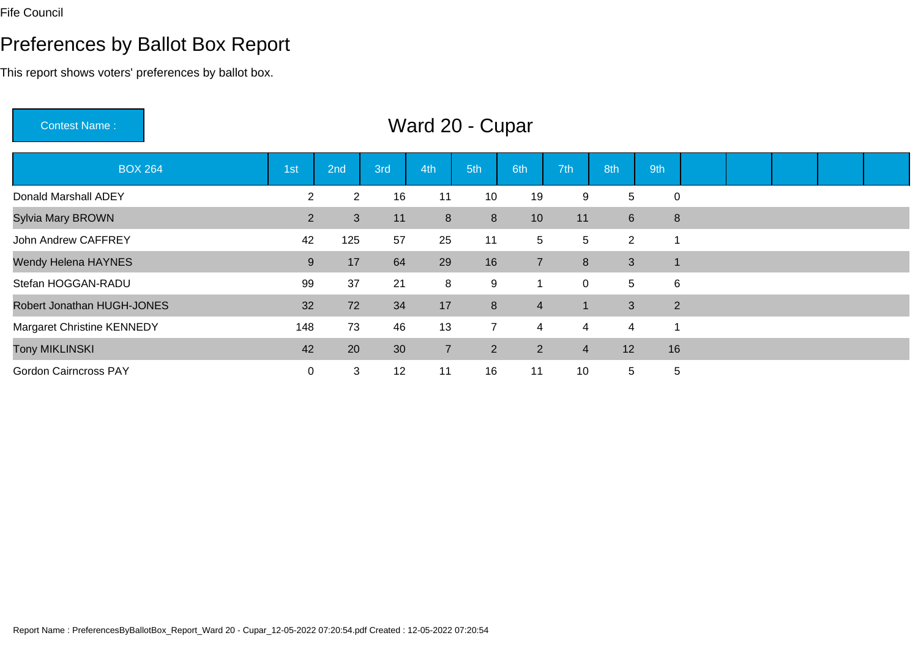Fife Council

# Preferences by Ballot Box Report

This report shows voters' preferences by ballot box.

**Contest Name :** Ward 20 - Cupar

| BOX 264 | 1st | 2nd | 3rd | 4th | 5th | 6th | 7th | 8th | 9th | | | | | |
|---|---|---|---|---|---|---|---|---|---|---|---|---|---|---|
| Donald Marshall ADEY | 2 | 2 | 16 | 11 | 10 | 19 | 9 | 5 | 0 | | | | | |
| Sylvia Mary BROWN | 2 | 3 | 11 | 8 | 8 | 10 | 11 | 6 | 8 | | | | | |
| John Andrew CAFFREY | 42 | 125 | 57 | 25 | 11 | 5 | 5 | 2 | 1 | | | | | |
| Wendy Helena HAYNES | 9 | 17 | 64 | 29 | 16 | 7 | 8 | 3 | 1 | | | | | |
| Stefan HOGGAN-RADU | 99 | 37 | 21 | 8 | 9 | 1 | 0 | 5 | 6 | | | | | |
| Robert Jonathan HUGH-JONES | 32 | 72 | 34 | 17 | 8 | 4 | 1 | 3 | 2 | | | | | |
| Margaret Christine KENNEDY | 148 | 73 | 46 | 13 | 7 | 4 | 4 | 4 | 1 | | | | | |
| Tony MIKLINSKI | 42 | 20 | 30 | 7 | 2 | 2 | 4 | 12 | 16 | | | | | |
| Gordon Cairncross PAY | 0 | 3 | 12 | 11 | 16 | 11 | 10 | 5 | 5 | | | | | |

Report Name : PreferencesByBallotBox_Report_Ward 20 - Cupar_12-05-2022 07:20:54.pdf Created : 12-05-2022 07:20:54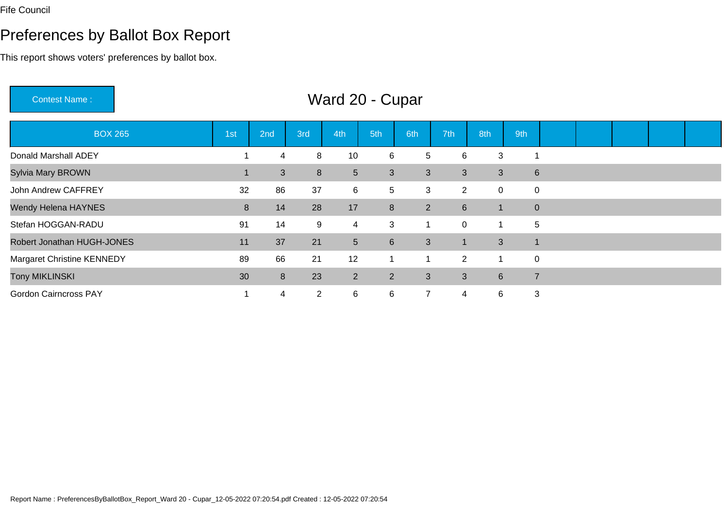Fife Council

# Preferences by Ballot Box Report

This report shows voters' preferences by ballot box.

**Contest Name :** Ward 20 - Cupar

| BOX 265 | 1st | 2nd | 3rd | 4th | 5th | 6th | 7th | 8th | 9th | | | | | |
|---|---|---|---|---|---|---|---|---|---|---|---|---|---|---|
| Donald Marshall ADEY | 1 | 4 | 8 | 10 | 6 | 5 | 6 | 3 | 1 | | | | | |
| Sylvia Mary BROWN | 1 | 3 | 8 | 5 | 3 | 3 | 3 | 3 | 6 | | | | | |
| John Andrew CAFFREY | 32 | 86 | 37 | 6 | 5 | 3 | 2 | 0 | 0 | | | | | |
| Wendy Helena HAYNES | 8 | 14 | 28 | 17 | 8 | 2 | 6 | 1 | 0 | | | | | |
| Stefan HOGGAN-RADU | 91 | 14 | 9 | 4 | 3 | 1 | 0 | 1 | 5 | | | | | |
| Robert Jonathan HUGH-JONES | 11 | 37 | 21 | 5 | 6 | 3 | 1 | 3 | 1 | | | | | |
| Margaret Christine KENNEDY | 89 | 66 | 21 | 12 | 1 | 1 | 2 | 1 | 0 | | | | | |
| Tony MIKLINSKI | 30 | 8 | 23 | 2 | 2 | 3 | 3 | 6 | 7 | | | | | |
| Gordon Cairncross PAY | 1 | 4 | 2 | 6 | 6 | 7 | 4 | 6 | 3 | | | | | |

Report Name : PreferencesByBallotBox_Report_Ward 20 - Cupar_12-05-2022 07:20:54.pdf Created : 12-05-2022 07:20:54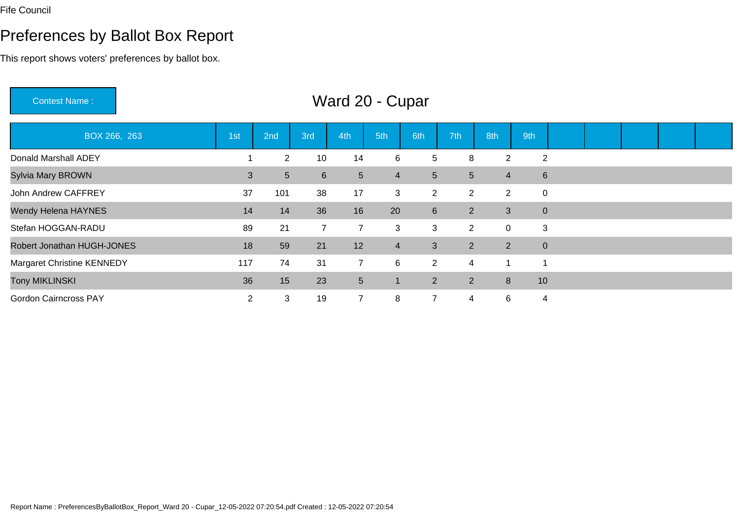Fife Council

# Preferences by Ballot Box Report

This report shows voters' preferences by ballot box.

**Contest Name :** Ward 20 - Cupar

| BOX 266, 263 | 1st | 2nd | 3rd | 4th | 5th | 6th | 7th | 8th | 9th | | | | | |
|---|---|---|---|---|---|---|---|---|---|---|---|---|---|---|
| Donald Marshall ADEY | 1 | 2 | 10 | 14 | 6 | 5 | 8 | 2 | 2 | | | | | |
| Sylvia Mary BROWN | 3 | 5 | 6 | 5 | 4 | 5 | 5 | 4 | 6 | | | | | |
| John Andrew CAFFREY | 37 | 101 | 38 | 17 | 3 | 2 | 2 | 2 | 0 | | | | | |
| Wendy Helena HAYNES | 14 | 14 | 36 | 16 | 20 | 6 | 2 | 3 | 0 | | | | | |
| Stefan HOGGAN-RADU | 89 | 21 | 7 | 7 | 3 | 3 | 2 | 0 | 3 | | | | | |
| Robert Jonathan HUGH-JONES | 18 | 59 | 21 | 12 | 4 | 3 | 2 | 2 | 0 | | | | | |
| Margaret Christine KENNEDY | 117 | 74 | 31 | 7 | 6 | 2 | 4 | 1 | 1 | | | | | |
| Tony MIKLINSKI | 36 | 15 | 23 | 5 | 1 | 2 | 2 | 8 | 10 | | | | | |
| Gordon Cairncross PAY | 2 | 3 | 19 | 7 | 8 | 7 | 4 | 6 | 4 | | | | | |

Report Name : PreferencesByBallotBox_Report_Ward 20 - Cupar_12-05-2022 07:20:54.pdf Created : 12-05-2022 07:20:54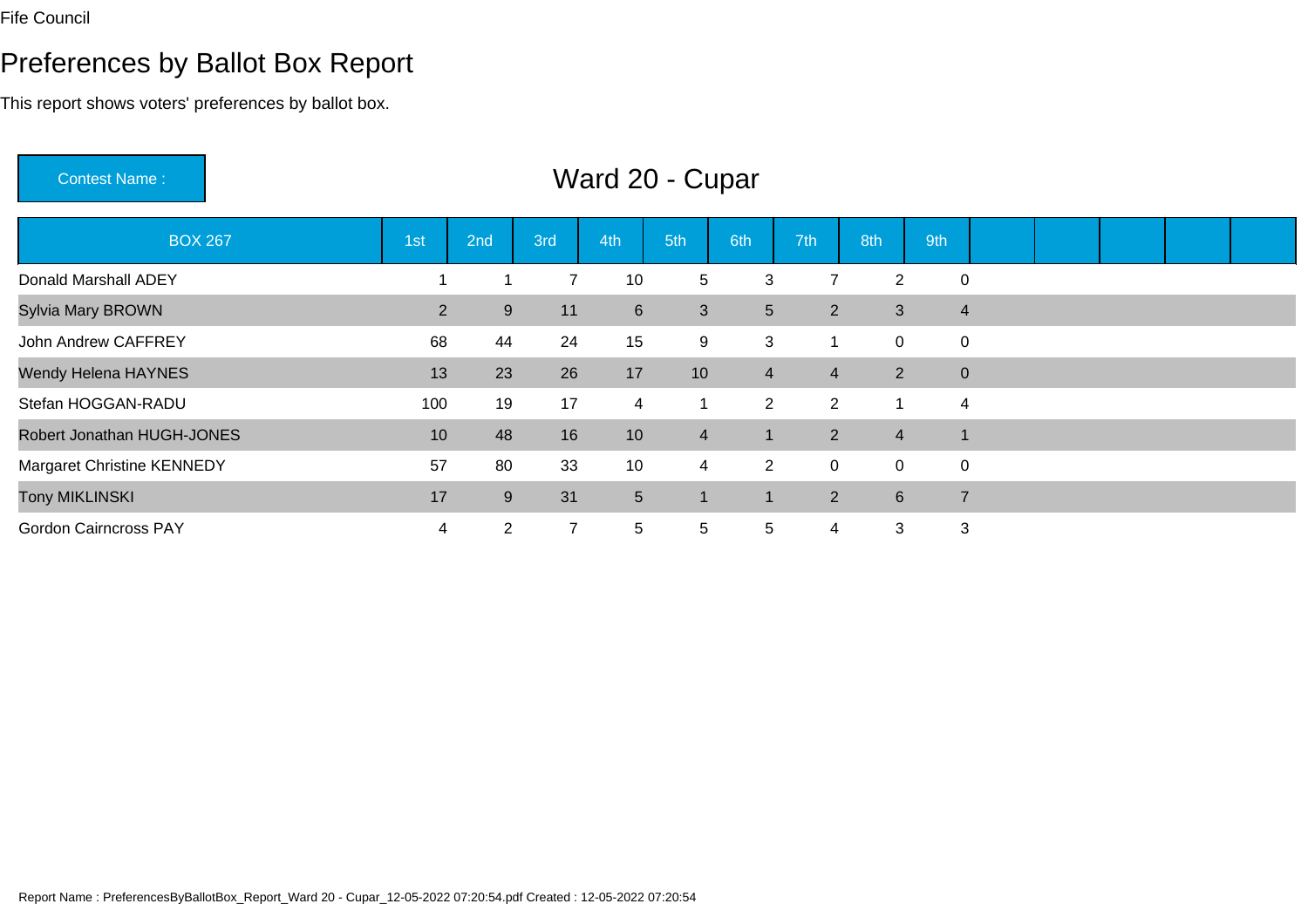Fife Council

# Preferences by Ballot Box Report

This report shows voters' preferences by ballot box.

**Contest Name :** Ward 20 - Cupar

| BOX 267 | 1st | 2nd | 3rd | 4th | 5th | 6th | 7th | 8th | 9th | | | | | |
|---|---|---|---|---|---|---|---|---|---|---|---|---|---|---|
| Donald Marshall ADEY | 1 | 1 | 7 | 10 | 5 | 3 | 7 | 2 | 0 | | | | | |
| Sylvia Mary BROWN | 2 | 9 | 11 | 6 | 3 | 5 | 2 | 3 | 4 | | | | | |
| John Andrew CAFFREY | 68 | 44 | 24 | 15 | 9 | 3 | 1 | 0 | 0 | | | | | |
| Wendy Helena HAYNES | 13 | 23 | 26 | 17 | 10 | 4 | 4 | 2 | 0 | | | | | |
| Stefan HOGGAN-RADU | 100 | 19 | 17 | 4 | 1 | 2 | 2 | 1 | 4 | | | | | |
| Robert Jonathan HUGH-JONES | 10 | 48 | 16 | 10 | 4 | 1 | 2 | 4 | 1 | | | | | |
| Margaret Christine KENNEDY | 57 | 80 | 33 | 10 | 4 | 2 | 0 | 0 | 0 | | | | | |
| Tony MIKLINSKI | 17 | 9 | 31 | 5 | 1 | 1 | 2 | 6 | 7 | | | | | |
| Gordon Cairncross PAY | 4 | 2 | 7 | 5 | 5 | 5 | 4 | 3 | 3 | | | | | |

Report Name : PreferencesByBallotBox_Report_Ward 20 - Cupar_12-05-2022 07:20:54.pdf Created : 12-05-2022 07:20:54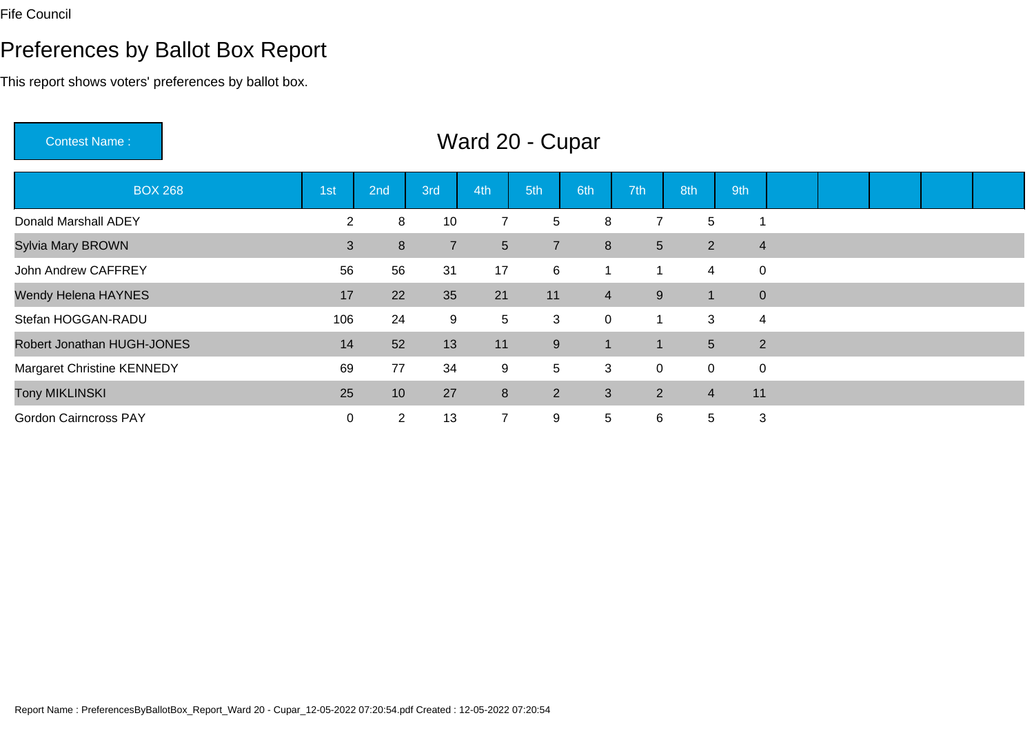Fife Council

# Preferences by Ballot Box Report

This report shows voters' preferences by ballot box.

Contest Name : **Ward 20 - Cupar**

| BOX 268 | 1st | 2nd | 3rd | 4th | 5th | 6th | 7th | 8th | 9th | | | | | |
|---|---|---|---|---|---|---|---|---|---|---|---|---|---|---|
| Donald Marshall ADEY | 2 | 8 | 10 | 7 | 5 | 8 | 7 | 5 | 1 | | | | | |
| Sylvia Mary BROWN | 3 | 8 | 7 | 5 | 7 | 8 | 5 | 2 | 4 | | | | | |
| John Andrew CAFFREY | 56 | 56 | 31 | 17 | 6 | 1 | 1 | 4 | 0 | | | | | |
| Wendy Helena HAYNES | 17 | 22 | 35 | 21 | 11 | 4 | 9 | 1 | 0 | | | | | |
| Stefan HOGGAN-RADU | 106 | 24 | 9 | 5 | 3 | 0 | 1 | 3 | 4 | | | | | |
| Robert Jonathan HUGH-JONES | 14 | 52 | 13 | 11 | 9 | 1 | 1 | 5 | 2 | | | | | |
| Margaret Christine KENNEDY | 69 | 77 | 34 | 9 | 5 | 3 | 0 | 0 | 0 | | | | | |
| Tony MIKLINSKI | 25 | 10 | 27 | 8 | 2 | 3 | 2 | 4 | 11 | | | | | |
| Gordon Cairncross PAY | 0 | 2 | 13 | 7 | 9 | 5 | 6 | 5 | 3 | | | | | |

Report Name : PreferencesByBallotBox_Report_Ward 20 - Cupar_12-05-2022 07:20:54.pdf Created : 12-05-2022 07:20:54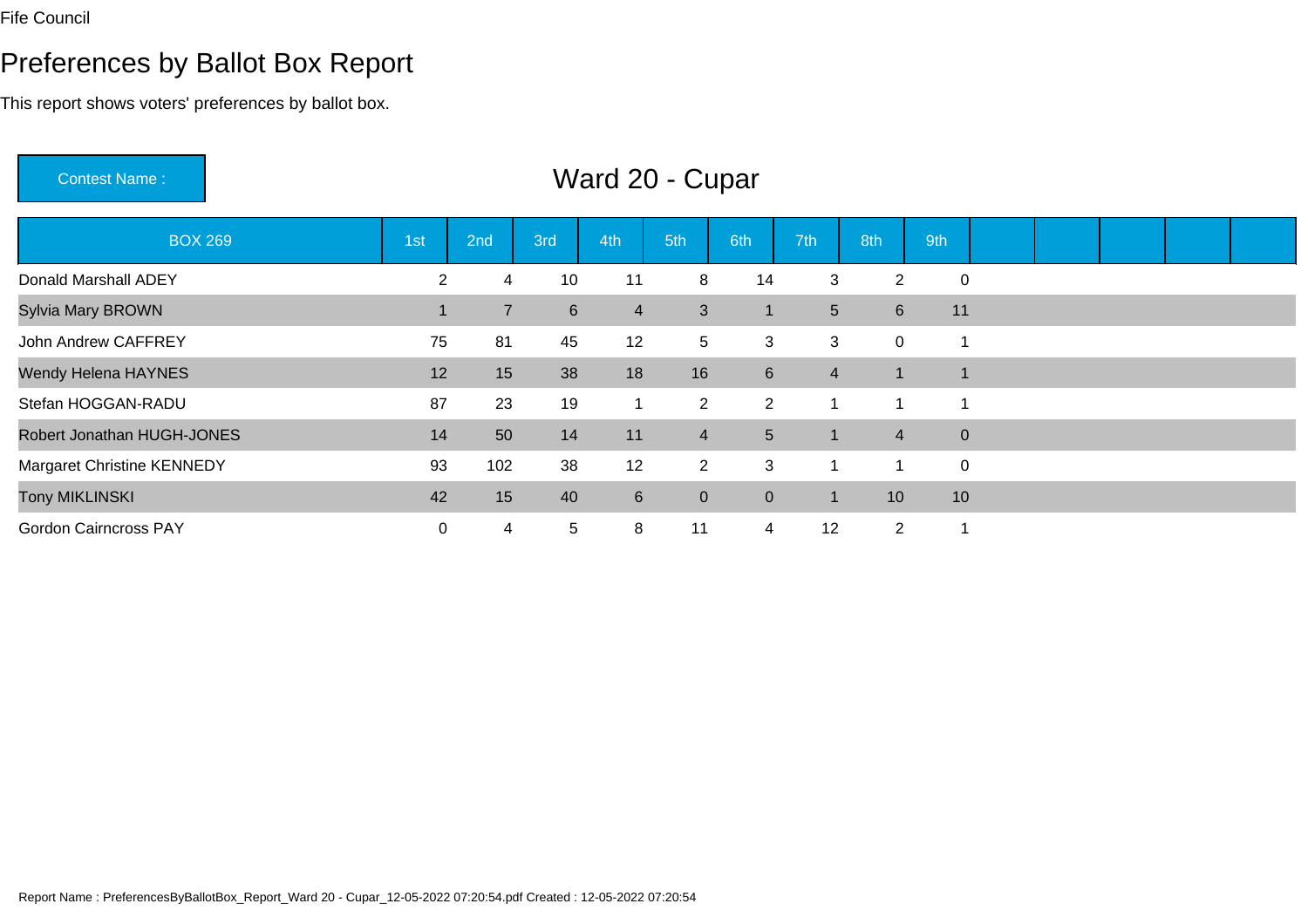Fife Council

# Preferences by Ballot Box Report

This report shows voters' preferences by ballot box.

**Contest Name :** Ward 20 - Cupar

| BOX 269 | 1st | 2nd | 3rd | 4th | 5th | 6th | 7th | 8th | 9th | | | | | |
|---|---|---|---|---|---|---|---|---|---|---|---|---|---|---|
| Donald Marshall ADEY | 2 | 4 | 10 | 11 | 8 | 14 | 3 | 2 | 0 | | | | | |
| Sylvia Mary BROWN | 1 | 7 | 6 | 4 | 3 | 1 | 5 | 6 | 11 | | | | | |
| John Andrew CAFFREY | 75 | 81 | 45 | 12 | 5 | 3 | 3 | 0 | 1 | | | | | |
| Wendy Helena HAYNES | 12 | 15 | 38 | 18 | 16 | 6 | 4 | 1 | 1 | | | | | |
| Stefan HOGGAN-RADU | 87 | 23 | 19 | 1 | 2 | 2 | 1 | 1 | 1 | | | | | |
| Robert Jonathan HUGH-JONES | 14 | 50 | 14 | 11 | 4 | 5 | 1 | 4 | 0 | | | | | |
| Margaret Christine KENNEDY | 93 | 102 | 38 | 12 | 2 | 3 | 1 | 1 | 0 | | | | | |
| Tony MIKLINSKI | 42 | 15 | 40 | 6 | 0 | 0 | 1 | 10 | 10 | | | | | |
| Gordon Cairncross PAY | 0 | 4 | 5 | 8 | 11 | 4 | 12 | 2 | 1 | | | | | |

Report Name : PreferencesByBallotBox_Report_Ward 20 - Cupar_12-05-2022 07:20:54.pdf Created : 12-05-2022 07:20:54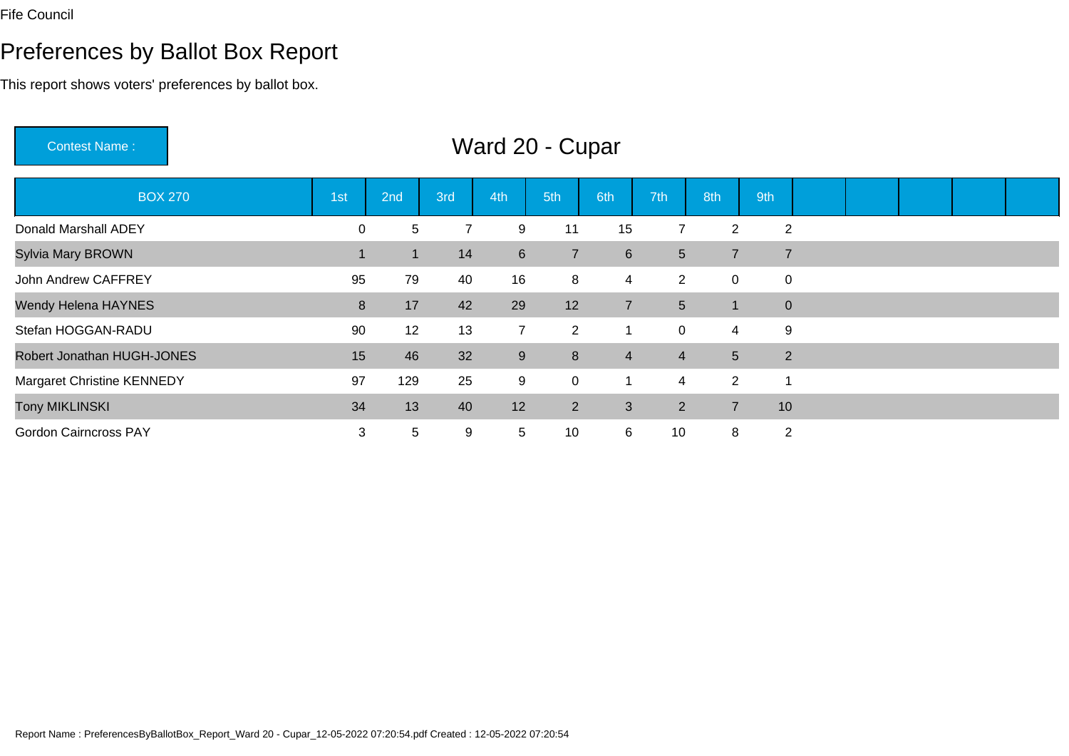Fife Council

# Preferences by Ballot Box Report

This report shows voters' preferences by ballot box.

**Contest Name :** Ward 20 - Cupar

| BOX 270 | 1st | 2nd | 3rd | 4th | 5th | 6th | 7th | 8th | 9th |
|---|---|---|---|---|---|---|---|---|---|
| Donald Marshall ADEY | 0 | 5 | 7 | 9 | 11 | 15 | 7 | 2 | 2 |
| Sylvia Mary BROWN | 1 | 1 | 14 | 6 | 7 | 6 | 5 | 7 | 7 |
| John Andrew CAFFREY | 95 | 79 | 40 | 16 | 8 | 4 | 2 | 0 | 0 |
| Wendy Helena HAYNES | 8 | 17 | 42 | 29 | 12 | 7 | 5 | 1 | 0 |
| Stefan HOGGAN-RADU | 90 | 12 | 13 | 7 | 2 | 1 | 0 | 4 | 9 |
| Robert Jonathan HUGH-JONES | 15 | 46 | 32 | 9 | 8 | 4 | 4 | 5 | 2 |
| Margaret Christine KENNEDY | 97 | 129 | 25 | 9 | 0 | 1 | 4 | 2 | 1 |
| Tony MIKLINSKI | 34 | 13 | 40 | 12 | 2 | 3 | 2 | 7 | 10 |
| Gordon Cairncross PAY | 3 | 5 | 9 | 5 | 10 | 6 | 10 | 8 | 2 |

Report Name : PreferencesByBallotBox_Report_Ward 20 - Cupar_12-05-2022 07:20:54.pdf Created : 12-05-2022 07:20:54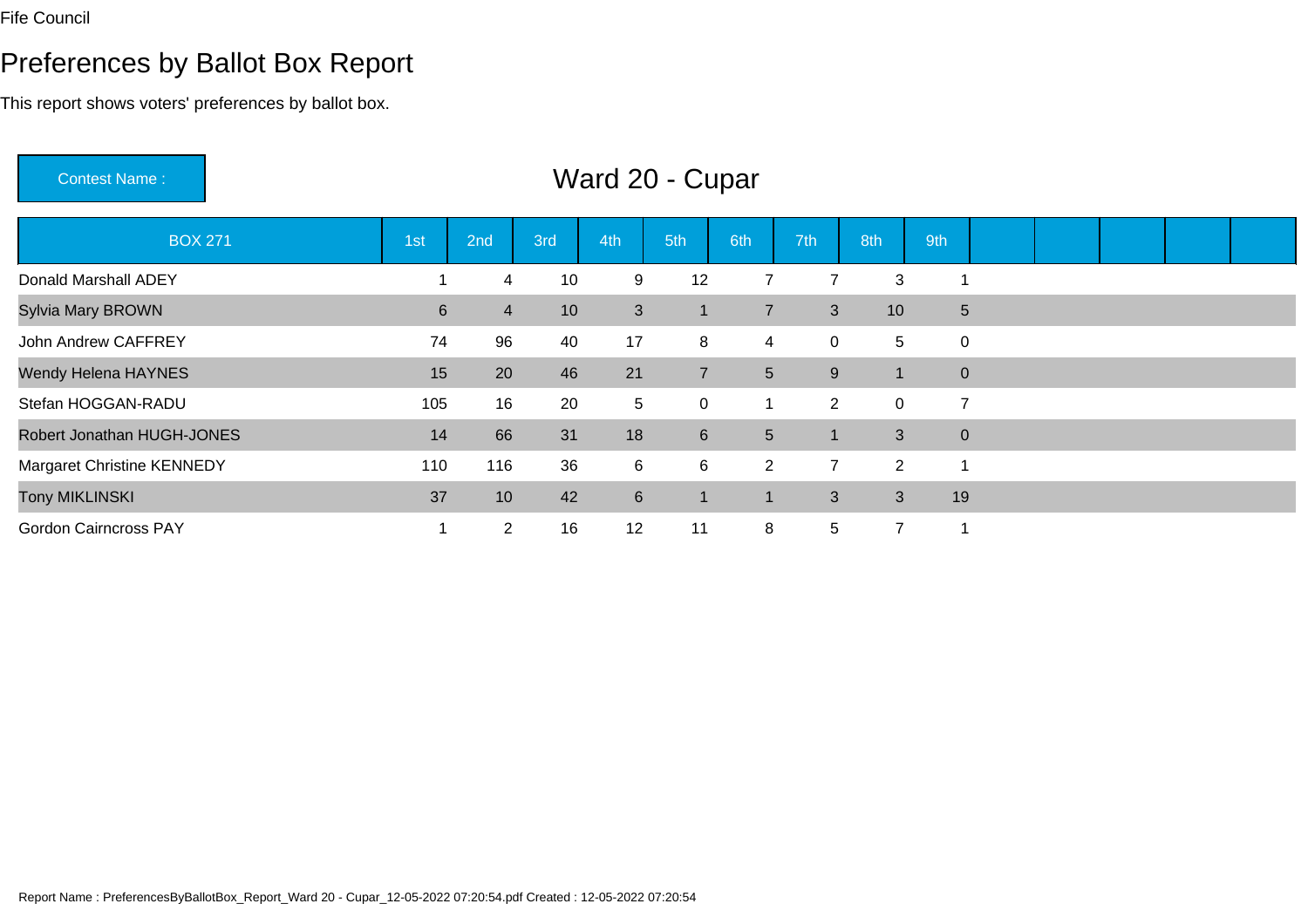Fife Council

# Preferences by Ballot Box Report

This report shows voters' preferences by ballot box.

**Contest Name :** Ward 20 - Cupar

| BOX 271 | 1st | 2nd | 3rd | 4th | 5th | 6th | 7th | 8th | 9th |
|---|---|---|---|---|---|---|---|---|---|
| Donald Marshall ADEY | 1 | 4 | 10 | 9 | 12 | 7 | 7 | 3 | 1 |
| Sylvia Mary BROWN | 6 | 4 | 10 | 3 | 1 | 7 | 3 | 10 | 5 |
| John Andrew CAFFREY | 74 | 96 | 40 | 17 | 8 | 4 | 0 | 5 | 0 |
| Wendy Helena HAYNES | 15 | 20 | 46 | 21 | 7 | 5 | 9 | 1 | 0 |
| Stefan HOGGAN-RADU | 105 | 16 | 20 | 5 | 0 | 1 | 2 | 0 | 7 |
| Robert Jonathan HUGH-JONES | 14 | 66 | 31 | 18 | 6 | 5 | 1 | 3 | 0 |
| Margaret Christine KENNEDY | 110 | 116 | 36 | 6 | 6 | 2 | 7 | 2 | 1 |
| Tony MIKLINSKI | 37 | 10 | 42 | 6 | 1 | 1 | 3 | 3 | 19 |
| Gordon Cairncross PAY | 1 | 2 | 16 | 12 | 11 | 8 | 5 | 7 | 1 |

Report Name : PreferencesByBallotBox_Report_Ward 20 - Cupar_12-05-2022 07:20:54.pdf Created : 12-05-2022 07:20:54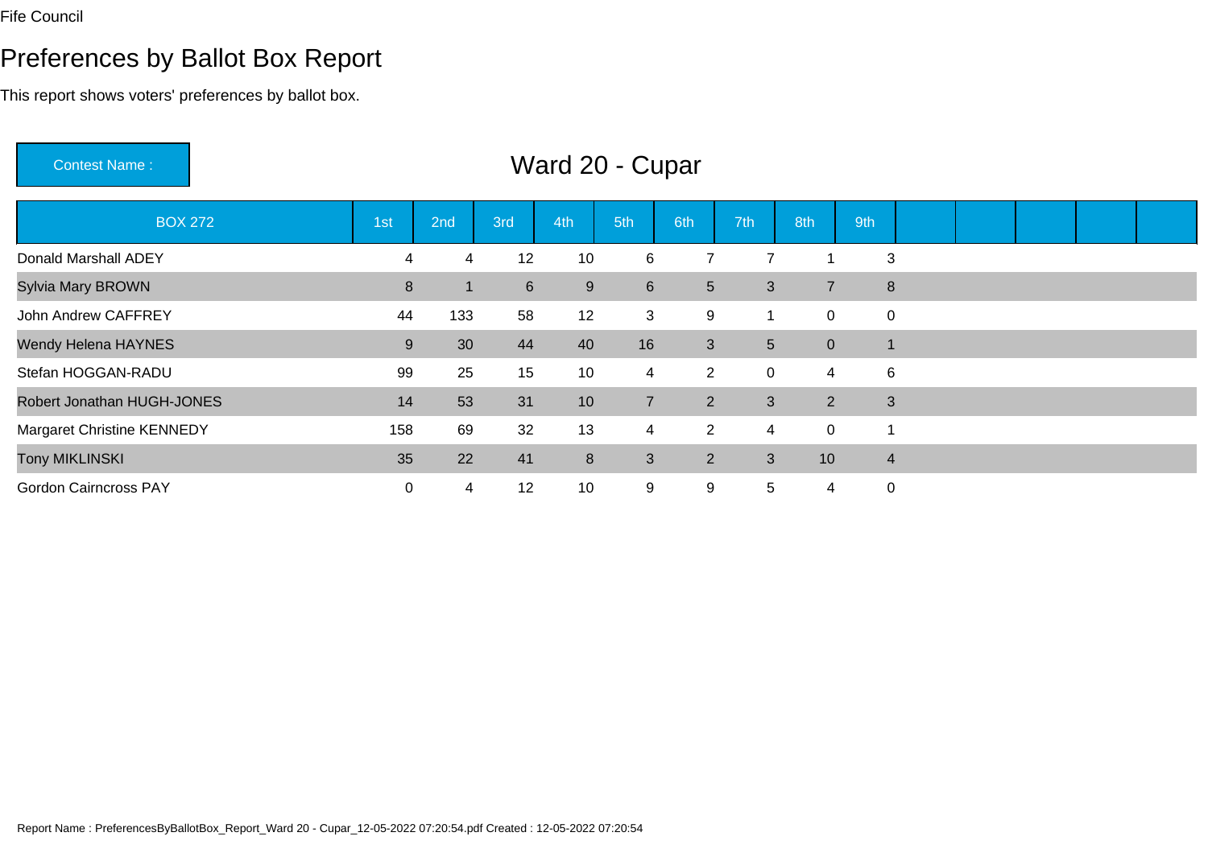Fife Council

# Preferences by Ballot Box Report

This report shows voters' preferences by ballot box.

Contest Name : **Ward 20 - Cupar**

| BOX 272 | 1st | 2nd | 3rd | 4th | 5th | 6th | 7th | 8th | 9th | | | | | |
|---|---|---|---|---|---|---|---|---|---|---|---|---|---|---|
| Donald Marshall ADEY | 4 | 4 | 12 | 10 | 6 | 7 | 7 | 1 | 3 | | | | | |
| Sylvia Mary BROWN | 8 | 1 | 6 | 9 | 6 | 5 | 3 | 7 | 8 | | | | | |
| John Andrew CAFFREY | 44 | 133 | 58 | 12 | 3 | 9 | 1 | 0 | 0 | | | | | |
| Wendy Helena HAYNES | 9 | 30 | 44 | 40 | 16 | 3 | 5 | 0 | 1 | | | | | |
| Stefan HOGGAN-RADU | 99 | 25 | 15 | 10 | 4 | 2 | 0 | 4 | 6 | | | | | |
| Robert Jonathan HUGH-JONES | 14 | 53 | 31 | 10 | 7 | 2 | 3 | 2 | 3 | | | | | |
| Margaret Christine KENNEDY | 158 | 69 | 32 | 13 | 4 | 2 | 4 | 0 | 1 | | | | | |
| Tony MIKLINSKI | 35 | 22 | 41 | 8 | 3 | 2 | 3 | 10 | 4 | | | | | |
| Gordon Cairncross PAY | 0 | 4 | 12 | 10 | 9 | 9 | 5 | 4 | 0 | | | | | |

Report Name : PreferencesByBallotBox_Report_Ward 20 - Cupar_12-05-2022 07:20:54.pdf Created : 12-05-2022 07:20:54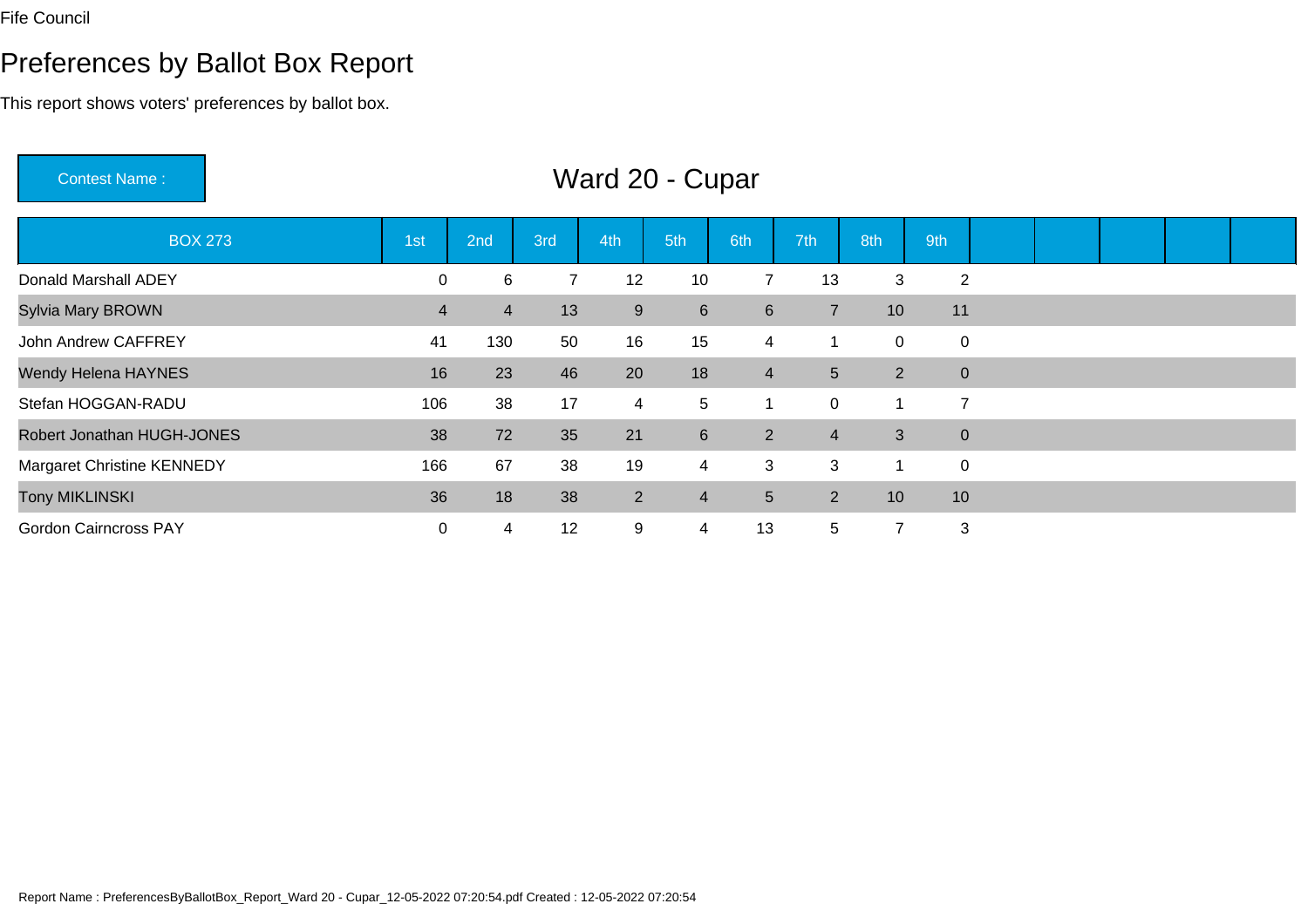Fife Council

# Preferences by Ballot Box Report

This report shows voters' preferences by ballot box.

**Contest Name :** Ward 20 - Cupar

| BOX 273 | 1st | 2nd | 3rd | 4th | 5th | 6th | 7th | 8th | 9th | | | | | |
|---|---|---|---|---|---|---|---|---|---|---|---|---|---|---|
| Donald Marshall ADEY | 0 | 6 | 7 | 12 | 10 | 7 | 13 | 3 | 2 | | | | | |
| Sylvia Mary BROWN | 4 | 4 | 13 | 9 | 6 | 6 | 7 | 10 | 11 | | | | | |
| John Andrew CAFFREY | 41 | 130 | 50 | 16 | 15 | 4 | 1 | 0 | 0 | | | | | |
| Wendy Helena HAYNES | 16 | 23 | 46 | 20 | 18 | 4 | 5 | 2 | 0 | | | | | |
| Stefan HOGGAN-RADU | 106 | 38 | 17 | 4 | 5 | 1 | 0 | 1 | 7 | | | | | |
| Robert Jonathan HUGH-JONES | 38 | 72 | 35 | 21 | 6 | 2 | 4 | 3 | 0 | | | | | |
| Margaret Christine KENNEDY | 166 | 67 | 38 | 19 | 4 | 3 | 3 | 1 | 0 | | | | | |
| Tony MIKLINSKI | 36 | 18 | 38 | 2 | 4 | 5 | 2 | 10 | 10 | | | | | |
| Gordon Cairncross PAY | 0 | 4 | 12 | 9 | 4 | 13 | 5 | 7 | 3 | | | | | |

Report Name : PreferencesByBallotBox_Report_Ward 20 - Cupar_12-05-2022 07:20:54.pdf Created : 12-05-2022 07:20:54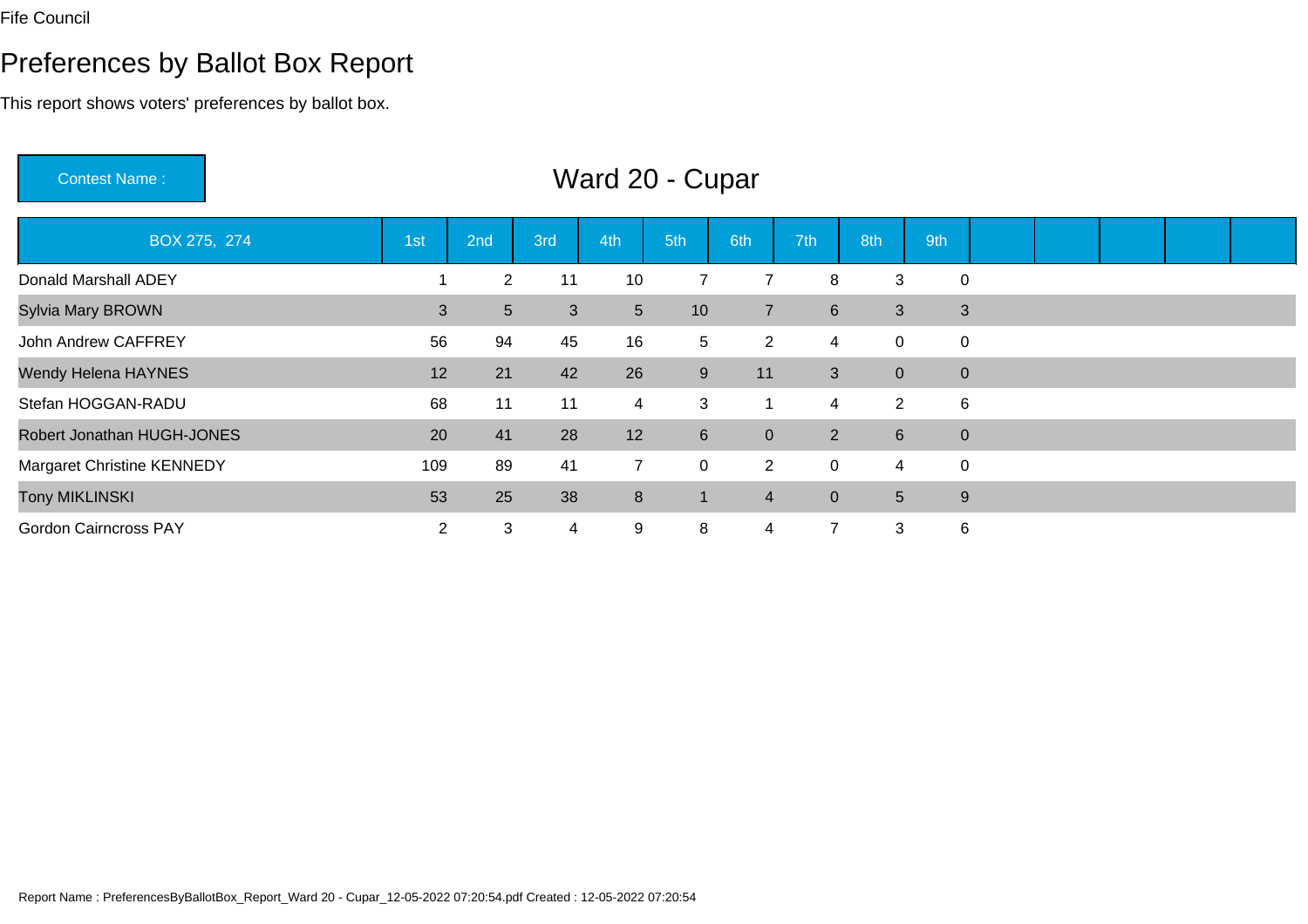Fife Council

# Preferences by Ballot Box Report

This report shows voters' preferences by ballot box.

| Contest Name : | Ward 20 - Cupar |
|---|---|

| BOX 275, 274 | 1st | 2nd | 3rd | 4th | 5th | 6th | 7th | 8th | 9th | | | | | |
|---|---|---|---|---|---|---|---|---|---|---|---|---|---|---|
| Donald Marshall ADEY | 1 | 2 | 11 | 10 | 7 | 7 | 8 | 3 | 0 | | | | | |
| Sylvia Mary BROWN | 3 | 5 | 3 | 5 | 10 | 7 | 6 | 3 | 3 | | | | | |
| John Andrew CAFFREY | 56 | 94 | 45 | 16 | 5 | 2 | 4 | 0 | 0 | | | | | |
| Wendy Helena HAYNES | 12 | 21 | 42 | 26 | 9 | 11 | 3 | 0 | 0 | | | | | |
| Stefan HOGGAN-RADU | 68 | 11 | 11 | 4 | 3 | 1 | 4 | 2 | 6 | | | | | |
| Robert Jonathan HUGH-JONES | 20 | 41 | 28 | 12 | 6 | 0 | 2 | 6 | 0 | | | | | |
| Margaret Christine KENNEDY | 109 | 89 | 41 | 7 | 0 | 2 | 0 | 4 | 0 | | | | | |
| Tony MIKLINSKI | 53 | 25 | 38 | 8 | 1 | 4 | 0 | 5 | 9 | | | | | |
| Gordon Cairncross PAY | 2 | 3 | 4 | 9 | 8 | 4 | 7 | 3 | 6 | | | | | |

Report Name : PreferencesByBallotBox_Report_Ward 20 - Cupar_12-05-2022 07:20:54.pdf Created : 12-05-2022 07:20:54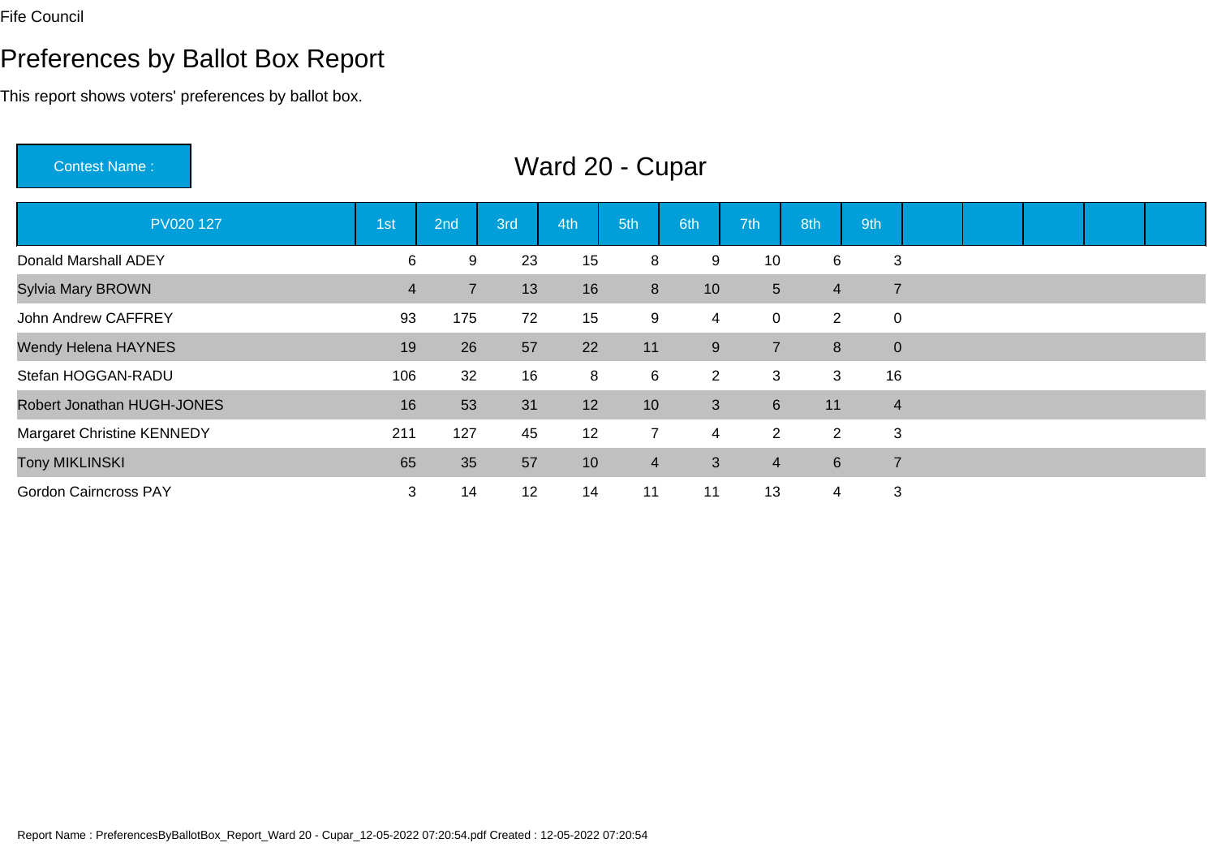Fife Council

# Preferences by Ballot Box Report

This report shows voters' preferences by ballot box.

**Contest Name :** Ward 20 - Cupar

| PV020 127 | 1st | 2nd | 3rd | 4th | 5th | 6th | 7th | 8th | 9th | | | | | |
|---|---|---|---|---|---|---|---|---|---|---|---|---|---|---|
| Donald Marshall ADEY | 6 | 9 | 23 | 15 | 8 | 9 | 10 | 6 | 3 | | | | | |
| Sylvia Mary BROWN | 4 | 7 | 13 | 16 | 8 | 10 | 5 | 4 | 7 | | | | | |
| John Andrew CAFFREY | 93 | 175 | 72 | 15 | 9 | 4 | 0 | 2 | 0 | | | | | |
| Wendy Helena HAYNES | 19 | 26 | 57 | 22 | 11 | 9 | 7 | 8 | 0 | | | | | |
| Stefan HOGGAN-RADU | 106 | 32 | 16 | 8 | 6 | 2 | 3 | 3 | 16 | | | | | |
| Robert Jonathan HUGH-JONES | 16 | 53 | 31 | 12 | 10 | 3 | 6 | 11 | 4 | | | | | |
| Margaret Christine KENNEDY | 211 | 127 | 45 | 12 | 7 | 4 | 2 | 2 | 3 | | | | | |
| Tony MIKLINSKI | 65 | 35 | 57 | 10 | 4 | 3 | 4 | 6 | 7 | | | | | |
| Gordon Cairncross PAY | 3 | 14 | 12 | 14 | 11 | 11 | 13 | 4 | 3 | | | | | |

Report Name : PreferencesByBallotBox_Report_Ward 20 - Cupar_12-05-2022 07:20:54.pdf Created : 12-05-2022 07:20:54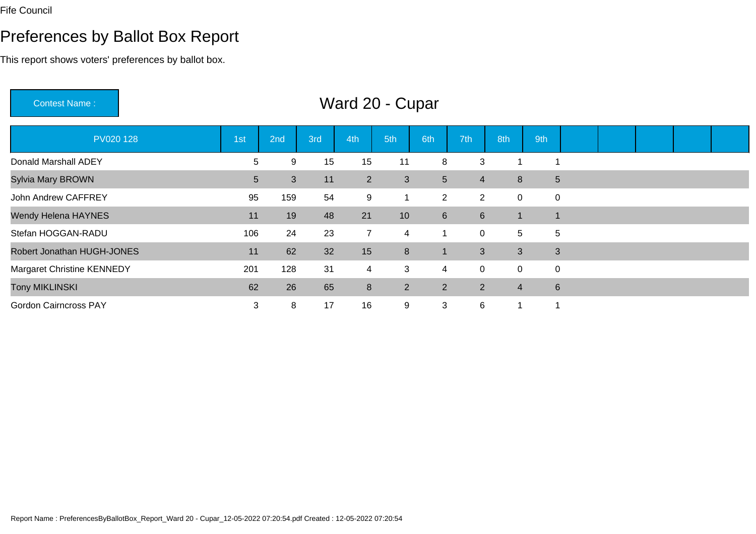Fife Council

# Preferences by Ballot Box Report

This report shows voters' preferences by ballot box.

Contest Name : **Ward 20 - Cupar**

| PV020 128 | 1st | 2nd | 3rd | 4th | 5th | 6th | 7th | 8th | 9th |
|---|---|---|---|---|---|---|---|---|---|
| Donald Marshall ADEY | 5 | 9 | 15 | 15 | 11 | 8 | 3 | 1 | 1 |
| Sylvia Mary BROWN | 5 | 3 | 11 | 2 | 3 | 5 | 4 | 8 | 5 |
| John Andrew CAFFREY | 95 | 159 | 54 | 9 | 1 | 2 | 2 | 0 | 0 |
| Wendy Helena HAYNES | 11 | 19 | 48 | 21 | 10 | 6 | 6 | 1 | 1 |
| Stefan HOGGAN-RADU | 106 | 24 | 23 | 7 | 4 | 1 | 0 | 5 | 5 |
| Robert Jonathan HUGH-JONES | 11 | 62 | 32 | 15 | 8 | 1 | 3 | 3 | 3 |
| Margaret Christine KENNEDY | 201 | 128 | 31 | 4 | 3 | 4 | 0 | 0 | 0 |
| Tony MIKLINSKI | 62 | 26 | 65 | 8 | 2 | 2 | 2 | 4 | 6 |
| Gordon Cairncross PAY | 3 | 8 | 17 | 16 | 9 | 3 | 6 | 1 | 1 |

Report Name : PreferencesByBallotBox_Report_Ward 20 - Cupar_12-05-2022 07:20:54.pdf Created : 12-05-2022 07:20:54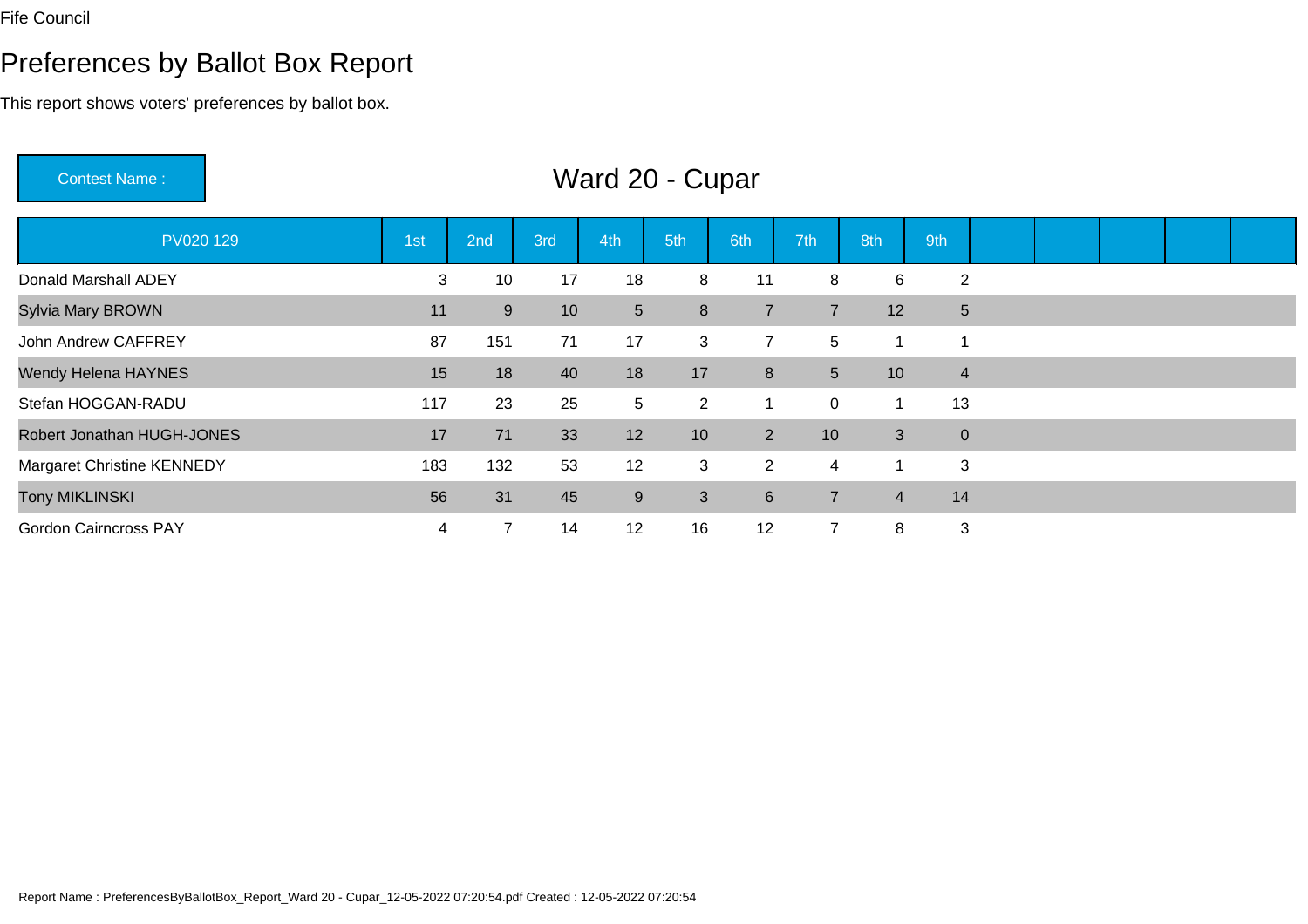Fife Council

# Preferences by Ballot Box Report

This report shows voters' preferences by ballot box.

**Contest Name :** Ward 20 - Cupar

| PV020 129 | 1st | 2nd | 3rd | 4th | 5th | 6th | 7th | 8th | 9th |
|---|---|---|---|---|---|---|---|---|---|
| Donald Marshall ADEY | 3 | 10 | 17 | 18 | 8 | 11 | 8 | 6 | 2 |
| Sylvia Mary BROWN | 11 | 9 | 10 | 5 | 8 | 7 | 7 | 12 | 5 |
| John Andrew CAFFREY | 87 | 151 | 71 | 17 | 3 | 7 | 5 | 1 | 1 |
| Wendy Helena HAYNES | 15 | 18 | 40 | 18 | 17 | 8 | 5 | 10 | 4 |
| Stefan HOGGAN-RADU | 117 | 23 | 25 | 5 | 2 | 1 | 0 | 1 | 13 |
| Robert Jonathan HUGH-JONES | 17 | 71 | 33 | 12 | 10 | 2 | 10 | 3 | 0 |
| Margaret Christine KENNEDY | 183 | 132 | 53 | 12 | 3 | 2 | 4 | 1 | 3 |
| Tony MIKLINSKI | 56 | 31 | 45 | 9 | 3 | 6 | 7 | 4 | 14 |
| Gordon Cairncross PAY | 4 | 7 | 14 | 12 | 16 | 12 | 7 | 8 | 3 |

Report Name : PreferencesByBallotBox_Report_Ward 20 - Cupar_12-05-2022 07:20:54.pdf Created : 12-05-2022 07:20:54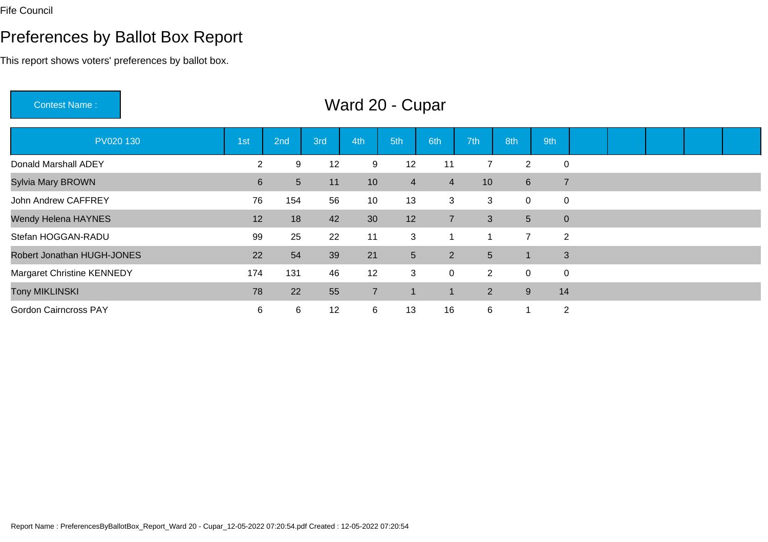Fife Council

# Preferences by Ballot Box Report

This report shows voters' preferences by ballot box.

Contest Name :

## Ward 20 - Cupar

| PV020 130 | 1st | 2nd | 3rd | 4th | 5th | 6th | 7th | 8th | 9th |
|---|---|---|---|---|---|---|---|---|---|
| Donald Marshall ADEY | 2 | 9 | 12 | 9 | 12 | 11 | 7 | 2 | 0 |
| Sylvia Mary BROWN | 6 | 5 | 11 | 10 | 4 | 4 | 10 | 6 | 7 |
| John Andrew CAFFREY | 76 | 154 | 56 | 10 | 13 | 3 | 3 | 0 | 0 |
| Wendy Helena HAYNES | 12 | 18 | 42 | 30 | 12 | 7 | 3 | 5 | 0 |
| Stefan HOGGAN-RADU | 99 | 25 | 22 | 11 | 3 | 1 | 1 | 7 | 2 |
| Robert Jonathan HUGH-JONES | 22 | 54 | 39 | 21 | 5 | 2 | 5 | 1 | 3 |
| Margaret Christine KENNEDY | 174 | 131 | 46 | 12 | 3 | 0 | 2 | 0 | 0 |
| Tony MIKLINSKI | 78 | 22 | 55 | 7 | 1 | 1 | 2 | 9 | 14 |
| Gordon Cairncross PAY | 6 | 6 | 12 | 6 | 13 | 16 | 6 | 1 | 2 |

Report Name : PreferencesByBallotBox_Report_Ward 20 - Cupar_12-05-2022 07:20:54.pdf Created : 12-05-2022 07:20:54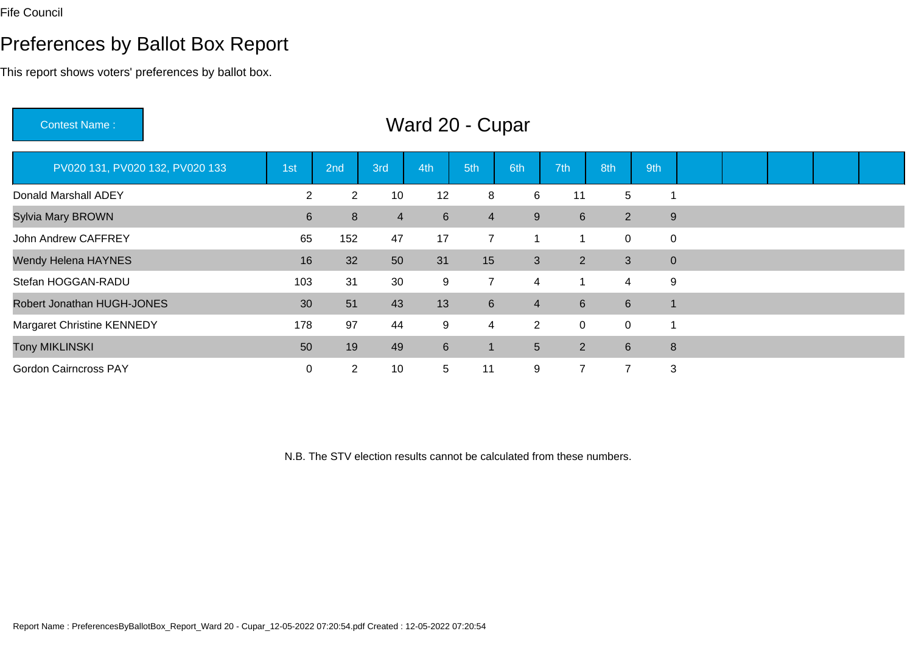Fife Council

# Preferences by Ballot Box Report

This report shows voters' preferences by ballot box.

| Contest Name : | Ward 20 - Cupar |
|---|---|

| PV020 131, PV020 132, PV020 133 | 1st | 2nd | 3rd | 4th | 5th | 6th | 7th | 8th | 9th | | | | | |
|---|---|---|---|---|---|---|---|---|---|---|---|---|---|---|
| Donald Marshall ADEY | 2 | 2 | 10 | 12 | 8 | 6 | 11 | 5 | 1 | | | | | |
| Sylvia Mary BROWN | 6 | 8 | 4 | 6 | 4 | 9 | 6 | 2 | 9 | | | | | |
| John Andrew CAFFREY | 65 | 152 | 47 | 17 | 7 | 1 | 1 | 0 | 0 | | | | | |
| Wendy Helena HAYNES | 16 | 32 | 50 | 31 | 15 | 3 | 2 | 3 | 0 | | | | | |
| Stefan HOGGAN-RADU | 103 | 31 | 30 | 9 | 7 | 4 | 1 | 4 | 9 | | | | | |
| Robert Jonathan HUGH-JONES | 30 | 51 | 43 | 13 | 6 | 4 | 6 | 6 | 1 | | | | | |
| Margaret Christine KENNEDY | 178 | 97 | 44 | 9 | 4 | 2 | 0 | 0 | 1 | | | | | |
| Tony MIKLINSKI | 50 | 19 | 49 | 6 | 1 | 5 | 2 | 6 | 8 | | | | | |
| Gordon Cairncross PAY | 0 | 2 | 10 | 5 | 11 | 9 | 7 | 7 | 3 | | | | | |

N.B. The STV election results cannot be calculated from these numbers.

Report Name : PreferencesByBallotBox_Report_Ward 20 - Cupar_12-05-2022 07:20:54.pdf Created : 12-05-2022 07:20:54